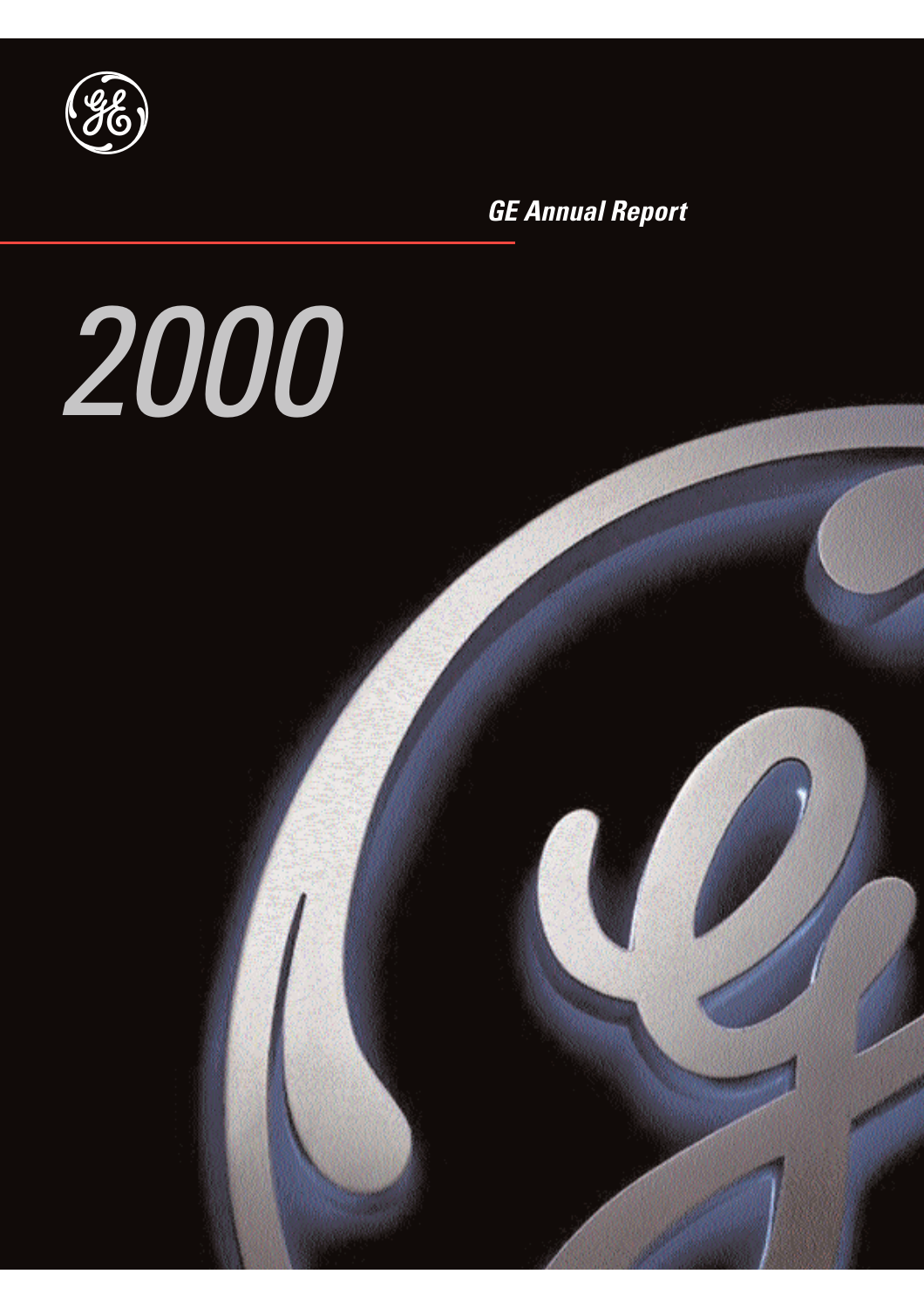# GE Annual Report

# 2000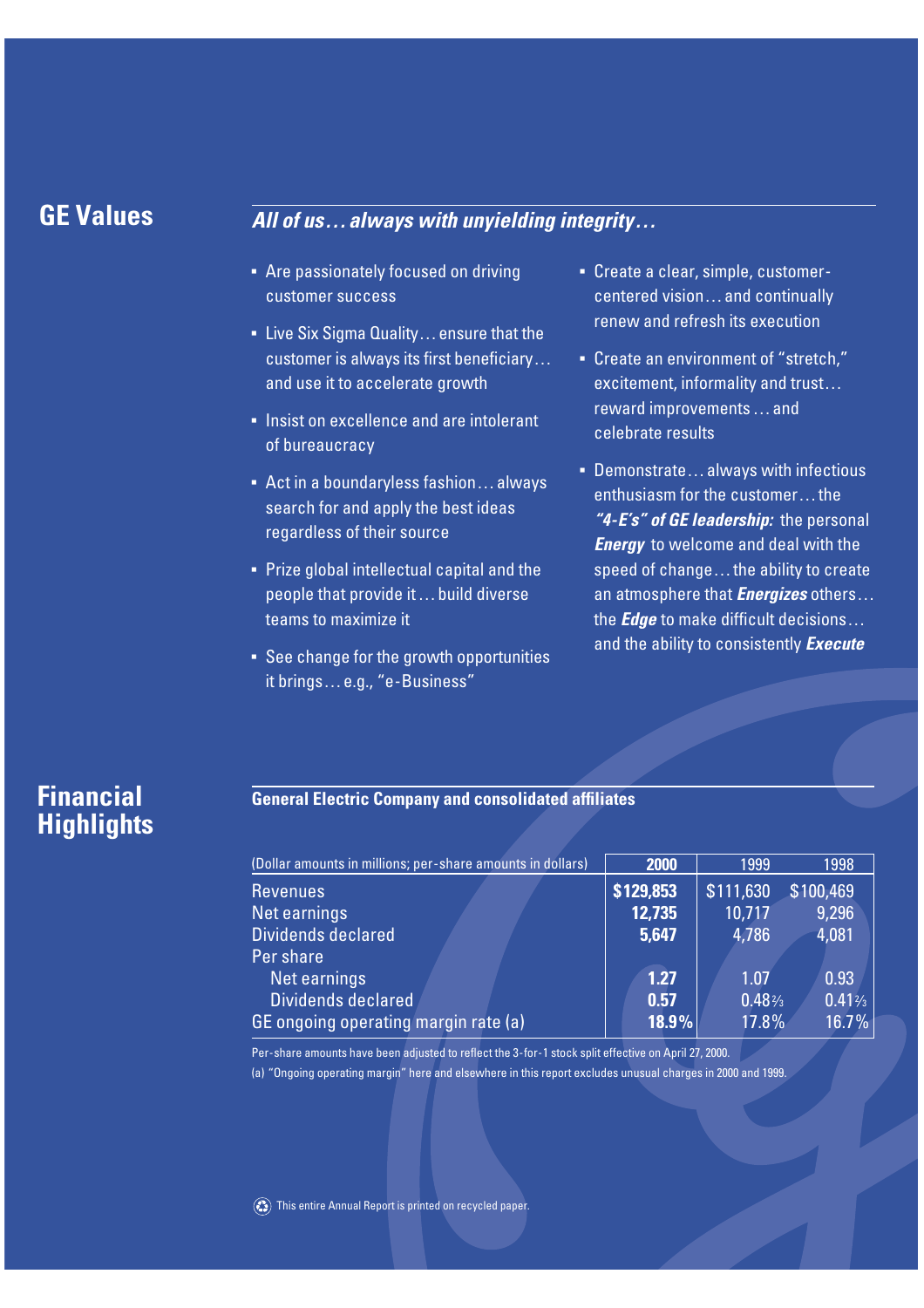## GE Values

### *All of us… always with unyielding integrity…*

- Are passionately focused on driving customer success
- Live Six Sigma Quality… ensure that the customer is always its first beneficiary… and use it to accelerate growth
- Insist on excellence and are intolerant of bureaucracy
- Act in a boundaryless fashion… always search for and apply the best ideas regardless of their source
- Prize global intellectual capital and the people that provide it… build diverse teams to maximize it
- See change for the growth opportunities it brings… e.g., "e-Business"
- Create a clear, simple, customer-centered vision… and continually renew and refresh its execution
- Create an environment of "stretch," excitement, informality and trust… reward improvements… and celebrate results
- Demonstrate… always with infectious enthusiasm for the customer… the ***"4-E's" of GE leadership:*** the personal ***Energy*** to welcome and deal with the speed of change… the ability to create an atmosphere that ***Energizes*** others… the ***Edge*** to make difficult decisions… and the ability to consistently ***Execute***

## Financial Highlights

**General Electric Company and consolidated affiliates**

| (Dollar amounts in millions; per-share amounts in dollars) | **2000** | 1999 | 1998 |
|---|---|---|---|
| Revenues | **$129,853** | $111,630 | $100,469 |
| Net earnings | **12,735** | 10,717 | 9,296 |
| Dividends declared | **5,647** | 4,786 | 4,081 |
| Per share | | | |
| Net earnings | **1.27** | 1.07 | 0.93 |
| Dividends declared | **0.57** | 0.48⅔ | 0.41⅓ |
| GE ongoing operating margin rate (a) | **18.9%** | 17.8% | 16.7% |

Per-share amounts have been adjusted to reflect the 3-for-1 stock split effective on April 27, 2000.

(a) "Ongoing operating margin" here and elsewhere in this report excludes unusual charges in 2000 and 1999.

This entire Annual Report is printed on recycled paper.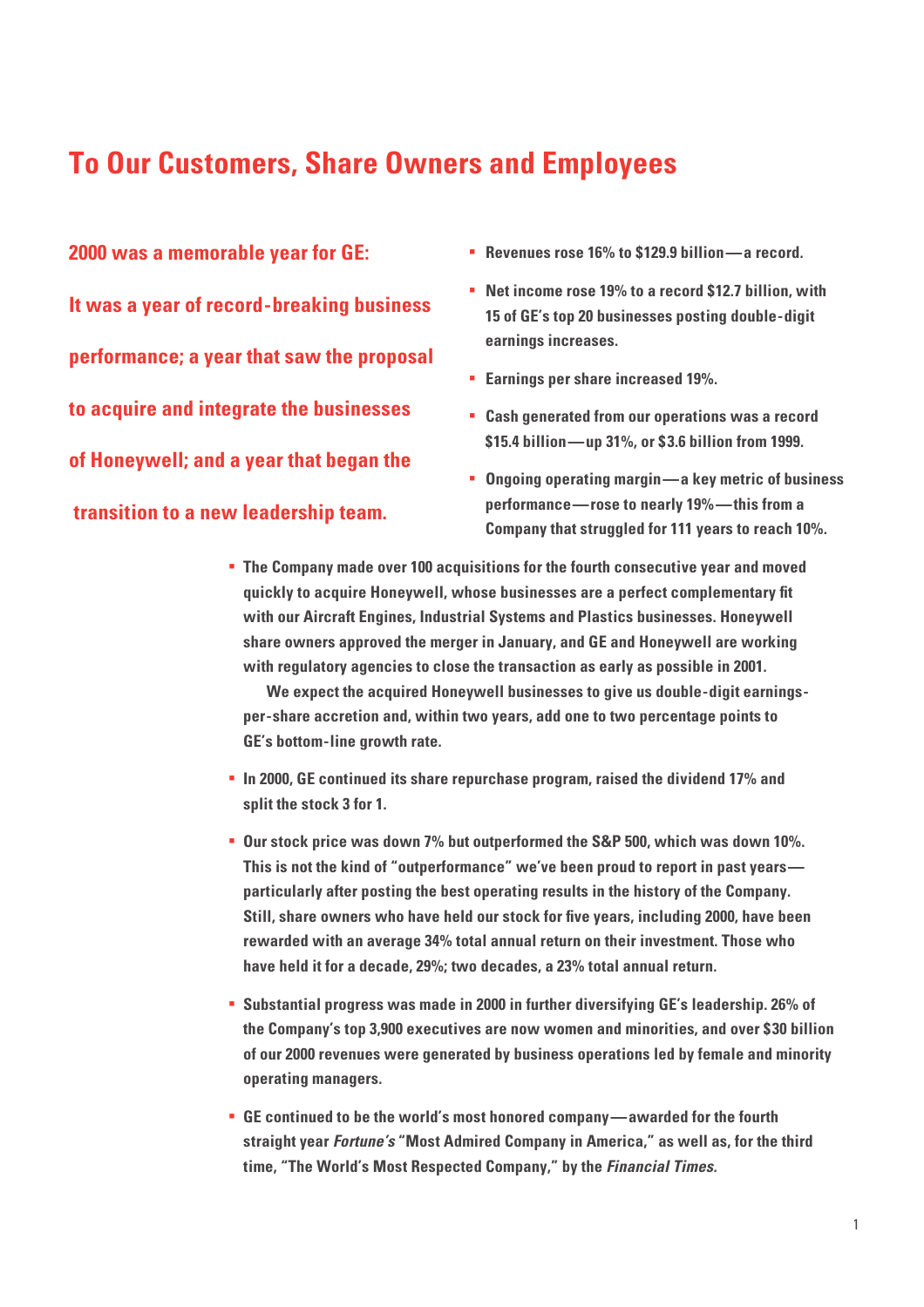# To Our Customers, Share Owners and Employees

**2000 was a memorable year for GE: It was a year of record-breaking business performance; a year that saw the proposal to acquire and integrate the businesses of Honeywell; and a year that began the transition to a new leadership team.**

- **Revenues rose 16% to $129.9 billion — a record.**
- **Net income rose 19% to a record $12.7 billion, with 15 of GE's top 20 businesses posting double-digit earnings increases.**
- **Earnings per share increased 19%.**
- **Cash generated from our operations was a record $15.4 billion — up 31%, or $3.6 billion from 1999.**
- **Ongoing operating margin — a key metric of business performance — rose to nearly 19% — this from a Company that struggled for 111 years to reach 10%.**
- **The Company made over 100 acquisitions for the fourth consecutive year and moved quickly to acquire Honeywell, whose businesses are a perfect complementary fit with our Aircraft Engines, Industrial Systems and Plastics businesses. Honeywell share owners approved the merger in January, and GE and Honeywell are working with regulatory agencies to close the transaction as early as possible in 2001.**

  **We expect the acquired Honeywell businesses to give us double-digit earnings-per-share accretion and, within two years, add one to two percentage points to GE's bottom-line growth rate.**
- **In 2000, GE continued its share repurchase program, raised the dividend 17% and split the stock 3 for 1.**
- **Our stock price was down 7% but outperformed the S&P 500, which was down 10%. This is not the kind of "outperformance" we've been proud to report in past years — particularly after posting the best operating results in the history of the Company. Still, share owners who have held our stock for five years, including 2000, have been rewarded with an average 34% total annual return on their investment. Those who have held it for a decade, 29%; two decades, a 23% total annual return.**
- **Substantial progress was made in 2000 in further diversifying GE's leadership. 26% of the Company's top 3,900 executives are now women and minorities, and over $30 billion of our 2000 revenues were generated by business operations led by female and minority operating managers.**
- **GE continued to be the world's most honored company — awarded for the fourth straight year *Fortune's* "Most Admired Company in America," as well as, for the third time, "The World's Most Respected Company," by the *Financial Times*.**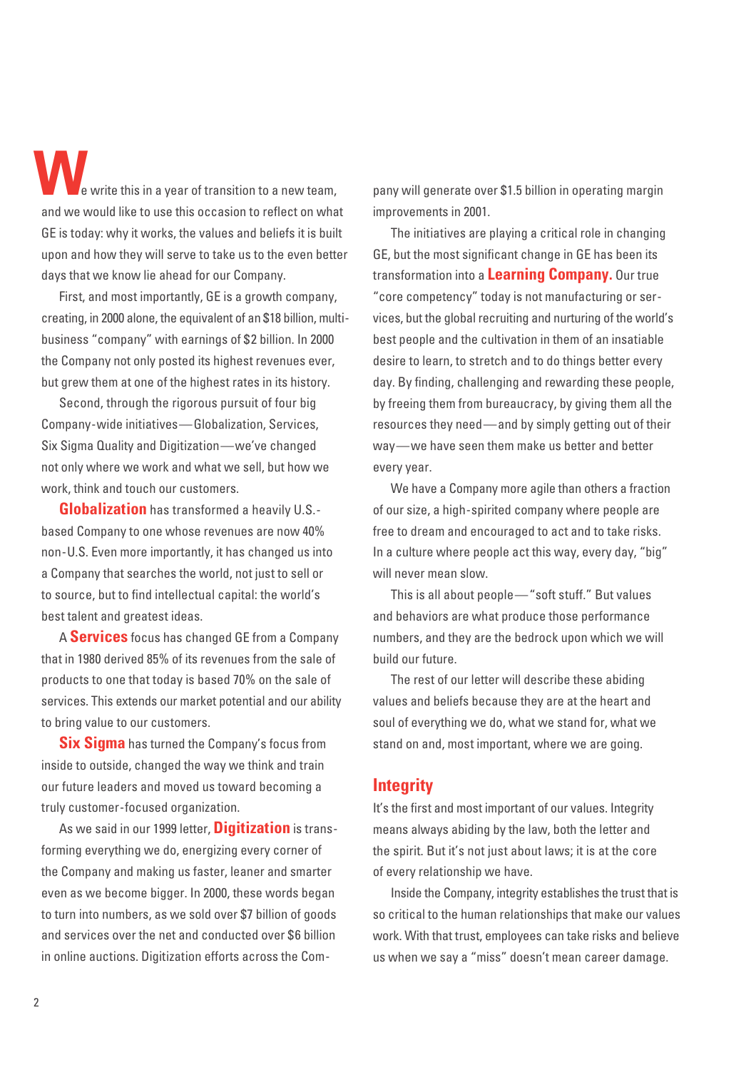We write this in a year of transition to a new team, and we would like to use this occasion to reflect on what GE is today: why it works, the values and beliefs it is built upon and how they will serve to take us to the even better days that we know lie ahead for our Company.

First, and most importantly, GE is a growth company, creating, in 2000 alone, the equivalent of an $18 billion, multi-business "company" with earnings of $2 billion. In 2000 the Company not only posted its highest revenues ever, but grew them at one of the highest rates in its history.

Second, through the rigorous pursuit of four big Company-wide initiatives—Globalization, Services, Six Sigma Quality and Digitization—we've changed not only where we work and what we sell, but how we work, think and touch our customers.

**Globalization** has transformed a heavily U.S.-based Company to one whose revenues are now 40% non-U.S. Even more importantly, it has changed us into a Company that searches the world, not just to sell or to source, but to find intellectual capital: the world's best talent and greatest ideas.

A **Services** focus has changed GE from a Company that in 1980 derived 85% of its revenues from the sale of products to one that today is based 70% on the sale of services. This extends our market potential and our ability to bring value to our customers.

**Six Sigma** has turned the Company's focus from inside to outside, changed the way we think and train our future leaders and moved us toward becoming a truly customer-focused organization.

As we said in our 1999 letter, **Digitization** is transforming everything we do, energizing every corner of the Company and making us faster, leaner and smarter even as we become bigger. In 2000, these words began to turn into numbers, as we sold over $7 billion of goods and services over the net and conducted over $6 billion in online auctions. Digitization efforts across the Company will generate over $1.5 billion in operating margin improvements in 2001.

The initiatives are playing a critical role in changing GE, but the most significant change in GE has been its transformation into a **Learning Company.** Our true "core competency" today is not manufacturing or services, but the global recruiting and nurturing of the world's best people and the cultivation in them of an insatiable desire to learn, to stretch and to do things better every day. By finding, challenging and rewarding these people, by freeing them from bureaucracy, by giving them all the resources they need—and by simply getting out of their way—we have seen them make us better and better every year.

We have a Company more agile than others a fraction of our size, a high-spirited company where people are free to dream and encouraged to act and to take risks. In a culture where people act this way, every day, "big" will never mean slow.

This is all about people—"soft stuff." But values and behaviors are what produce those performance numbers, and they are the bedrock upon which we will build our future.

The rest of our letter will describe these abiding values and beliefs because they are at the heart and soul of everything we do, what we stand for, what we stand on and, most important, where we are going.

## Integrity

It's the first and most important of our values. Integrity means always abiding by the law, both the letter and the spirit. But it's not just about laws; it is at the core of every relationship we have.

Inside the Company, integrity establishes the trust that is so critical to the human relationships that make our values work. With that trust, employees can take risks and believe us when we say a "miss" doesn't mean career damage.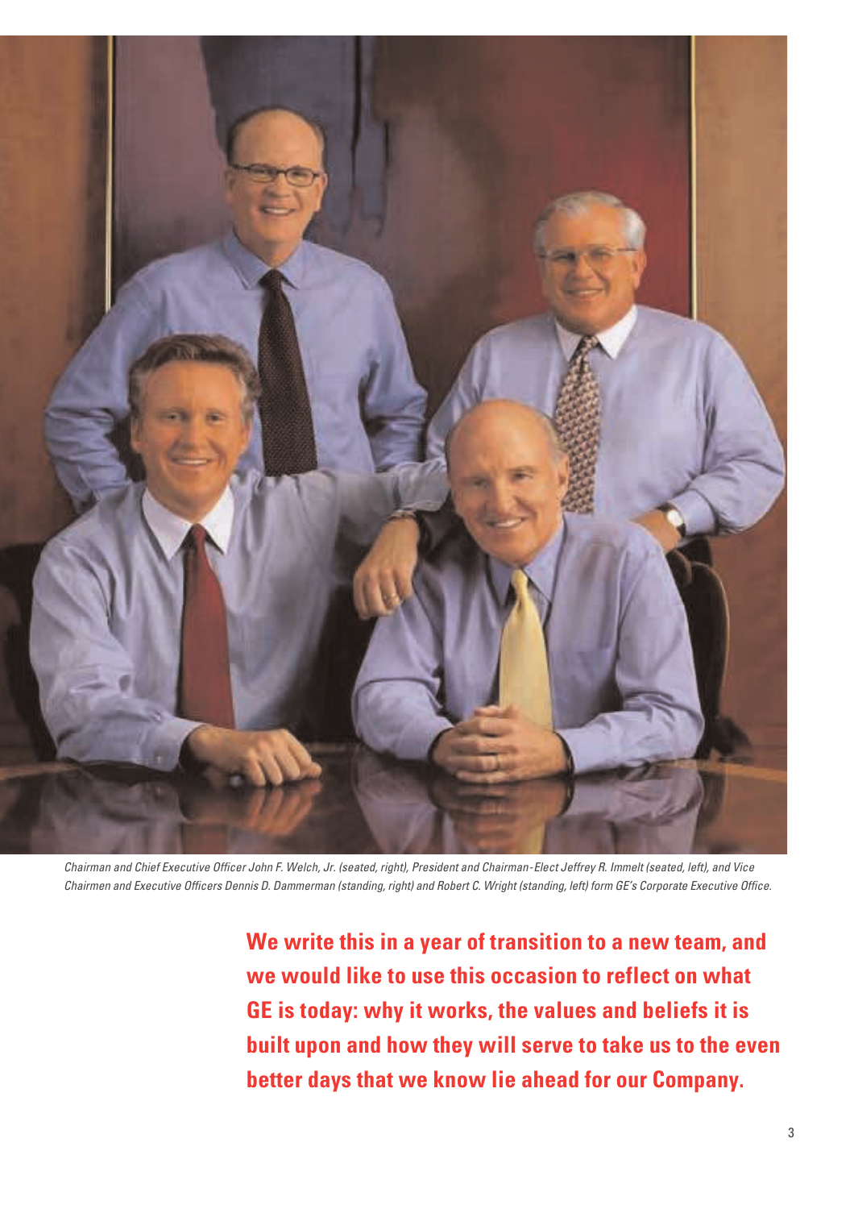*Chairman and Chief Executive Officer John F. Welch, Jr. (seated, right), President and Chairman-Elect Jeffrey R. Immelt (seated, left), and Vice Chairmen and Executive Officers Dennis D. Dammerman (standing, right) and Robert C. Wright (standing, left) form GE's Corporate Executive Office.*

**We write this in a year of transition to a new team, and we would like to use this occasion to reflect on what GE is today: why it works, the values and beliefs it is built upon and how they will serve to take us to the even better days that we know lie ahead for our Company.**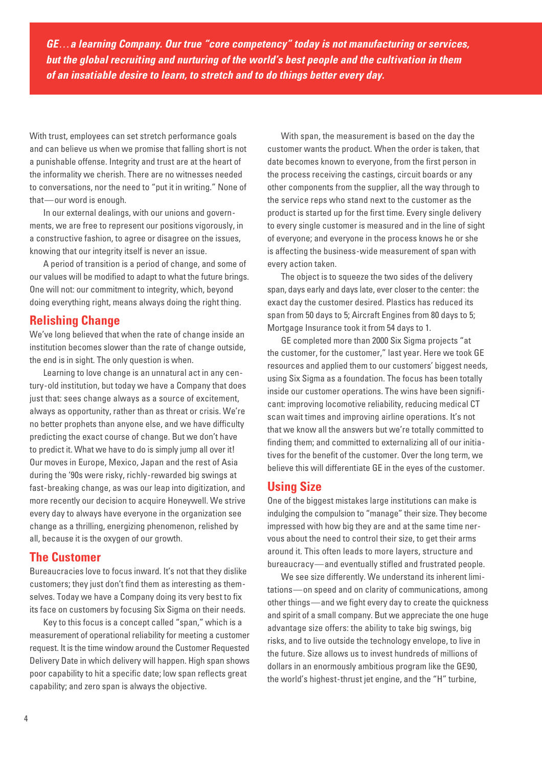***GE…a learning Company. Our true "core competency" today is not manufacturing or services, but the global recruiting and nurturing of the world's best people and the cultivation in them of an insatiable desire to learn, to stretch and to do things better every day.***

With trust, employees can set stretch performance goals and can believe us when we promise that falling short is not a punishable offense. Integrity and trust are at the heart of the informality we cherish. There are no witnesses needed to conversations, nor the need to "put it in writing." None of that—our word is enough.

In our external dealings, with our unions and governments, we are free to represent our positions vigorously, in a constructive fashion, to agree or disagree on the issues, knowing that our integrity itself is never an issue.

A period of transition is a period of change, and some of our values will be modified to adapt to what the future brings. One will not: our commitment to integrity, which, beyond doing everything right, means always doing the right thing.

## Relishing Change

We've long believed that when the rate of change inside an institution becomes slower than the rate of change outside, the end is in sight. The only question is when.

Learning to love change is an unnatural act in any century-old institution, but today we have a Company that does just that: sees change always as a source of excitement, always as opportunity, rather than as threat or crisis. We're no better prophets than anyone else, and we have difficulty predicting the exact course of change. But we don't have to predict it. What we have to do is simply jump all over it! Our moves in Europe, Mexico, Japan and the rest of Asia during the '90s were risky, richly-rewarded big swings at fast-breaking change, as was our leap into digitization, and more recently our decision to acquire Honeywell. We strive every day to always have everyone in the organization see change as a thrilling, energizing phenomenon, relished by all, because it is the oxygen of our growth.

## The Customer

Bureaucracies love to focus inward. It's not that they dislike customers; they just don't find them as interesting as themselves. Today we have a Company doing its very best to fix its face on customers by focusing Six Sigma on their needs.

Key to this focus is a concept called "span," which is a measurement of operational reliability for meeting a customer request. It is the time window around the Customer Requested Delivery Date in which delivery will happen. High span shows poor capability to hit a specific date; low span reflects great capability; and zero span is always the objective.

With span, the measurement is based on the day the customer wants the product. When the order is taken, that date becomes known to everyone, from the first person in the process receiving the castings, circuit boards or any other components from the supplier, all the way through to the service reps who stand next to the customer as the product is started up for the first time. Every single delivery to every single customer is measured and in the line of sight of everyone; and everyone in the process knows he or she is affecting the business-wide measurement of span with every action taken.

The object is to squeeze the two sides of the delivery span, days early and days late, ever closer to the center: the exact day the customer desired. Plastics has reduced its span from 50 days to 5; Aircraft Engines from 80 days to 5; Mortgage Insurance took it from 54 days to 1.

GE completed more than 2000 Six Sigma projects "at the customer, for the customer," last year. Here we took GE resources and applied them to our customers' biggest needs, using Six Sigma as a foundation. The focus has been totally inside our customer operations. The wins have been significant: improving locomotive reliability, reducing medical CT scan wait times and improving airline operations. It's not that we know all the answers but we're totally committed to finding them; and committed to externalizing all of our initiatives for the benefit of the customer. Over the long term, we believe this will differentiate GE in the eyes of the customer.

## Using Size

One of the biggest mistakes large institutions can make is indulging the compulsion to "manage" their size. They become impressed with how big they are and at the same time nervous about the need to control their size, to get their arms around it. This often leads to more layers, structure and bureaucracy—and eventually stifled and frustrated people.

We see size differently. We understand its inherent limitations—on speed and on clarity of communications, among other things—and we fight every day to create the quickness and spirit of a small company. But we appreciate the one huge advantage size offers: the ability to take big swings, big risks, and to live outside the technology envelope, to live in the future. Size allows us to invest hundreds of millions of dollars in an enormously ambitious program like the GE90, the world's highest-thrust jet engine, and the "H" turbine,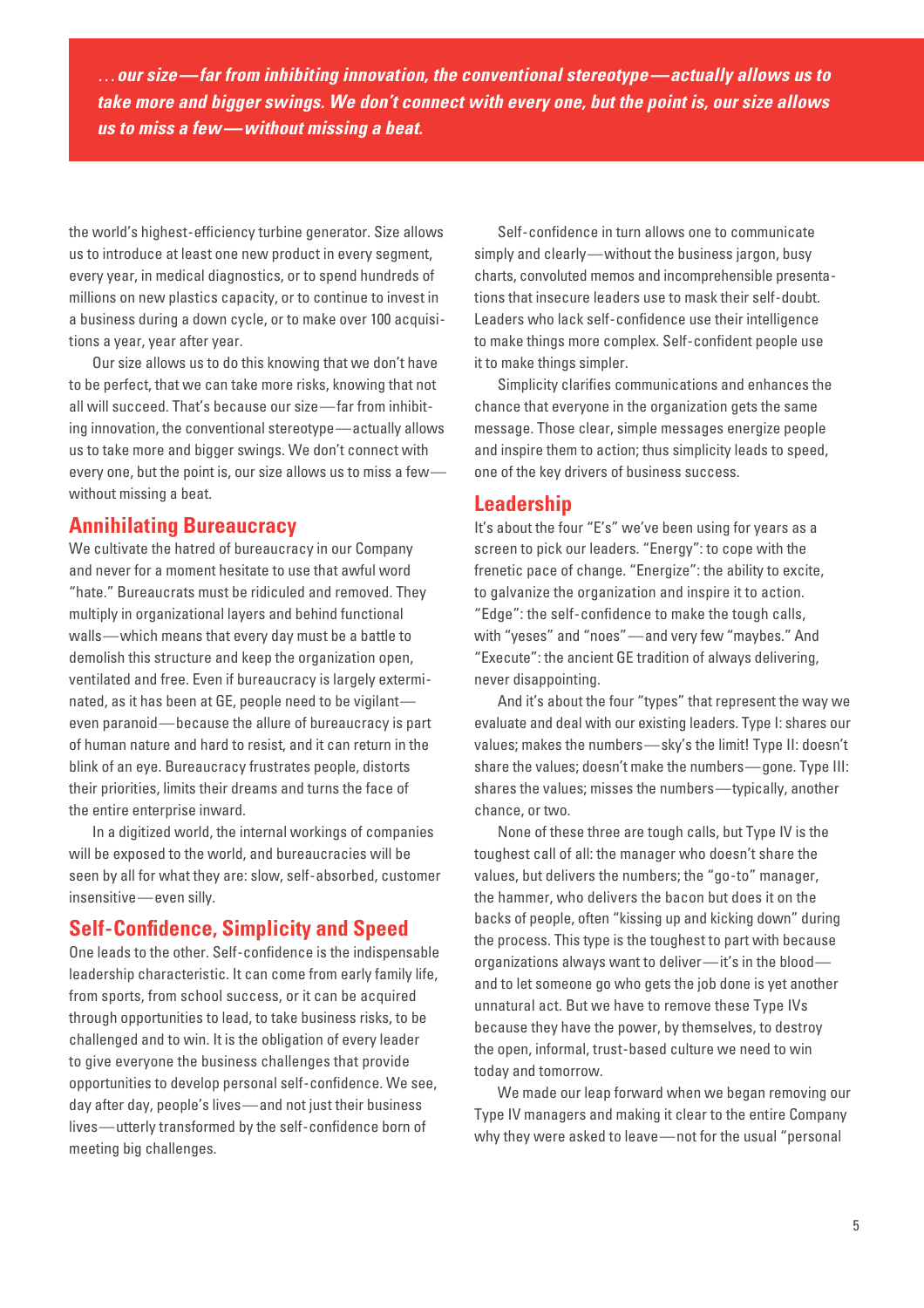*...our size—far from inhibiting innovation, the conventional stereotype—actually allows us to take more and bigger swings. We don't connect with every one, but the point is, our size allows us to miss a few—without missing a beat.*

the world's highest-efficiency turbine generator. Size allows us to introduce at least one new product in every segment, every year, in medical diagnostics, or to spend hundreds of millions on new plastics capacity, or to continue to invest in a business during a down cycle, or to make over 100 acquisitions a year, year after year.

Our size allows us to do this knowing that we don't have to be perfect, that we can take more risks, knowing that not all will succeed. That's because our size—far from inhibiting innovation, the conventional stereotype—actually allows us to take more and bigger swings. We don't connect with every one, but the point is, our size allows us to miss a few—without missing a beat.

## Annihilating Bureaucracy

We cultivate the hatred of bureaucracy in our Company and never for a moment hesitate to use that awful word "hate." Bureaucrats must be ridiculed and removed. They multiply in organizational layers and behind functional walls—which means that every day must be a battle to demolish this structure and keep the organization open, ventilated and free. Even if bureaucracy is largely exterminated, as it has been at GE, people need to be vigilant—even paranoid—because the allure of bureaucracy is part of human nature and hard to resist, and it can return in the blink of an eye. Bureaucracy frustrates people, distorts their priorities, limits their dreams and turns the face of the entire enterprise inward.

In a digitized world, the internal workings of companies will be exposed to the world, and bureaucracies will be seen by all for what they are: slow, self-absorbed, customer insensitive—even silly.

## Self-Confidence, Simplicity and Speed

One leads to the other. Self-confidence is the indispensable leadership characteristic. It can come from early family life, from sports, from school success, or it can be acquired through opportunities to lead, to take business risks, to be challenged and to win. It is the obligation of every leader to give everyone the business challenges that provide opportunities to develop personal self-confidence. We see, day after day, people's lives—and not just their business lives—utterly transformed by the self-confidence born of meeting big challenges.

Self-confidence in turn allows one to communicate simply and clearly—without the business jargon, busy charts, convoluted memos and incomprehensible presentations that insecure leaders use to mask their self-doubt. Leaders who lack self-confidence use their intelligence to make things more complex. Self-confident people use it to make things simpler.

Simplicity clarifies communications and enhances the chance that everyone in the organization gets the same message. Those clear, simple messages energize people and inspire them to action; thus simplicity leads to speed, one of the key drivers of business success.

## Leadership

It's about the four "E's" we've been using for years as a screen to pick our leaders. "Energy": to cope with the frenetic pace of change. "Energize": the ability to excite, to galvanize the organization and inspire it to action. "Edge": the self-confidence to make the tough calls, with "yeses" and "noes"—and very few "maybes." And "Execute": the ancient GE tradition of always delivering, never disappointing.

And it's about the four "types" that represent the way we evaluate and deal with our existing leaders. Type I: shares our values; makes the numbers—sky's the limit! Type II: doesn't share the values; doesn't make the numbers—gone. Type III: shares the values; misses the numbers—typically, another chance, or two.

None of these three are tough calls, but Type IV is the toughest call of all: the manager who doesn't share the values, but delivers the numbers; the "go-to" manager, the hammer, who delivers the bacon but does it on the backs of people, often "kissing up and kicking down" during the process. This type is the toughest to part with because organizations always want to deliver—it's in the blood—and to let someone go who gets the job done is yet another unnatural act. But we have to remove these Type IVs because they have the power, by themselves, to destroy the open, informal, trust-based culture we need to win today and tomorrow.

We made our leap forward when we began removing our Type IV managers and making it clear to the entire Company why they were asked to leave—not for the usual "personal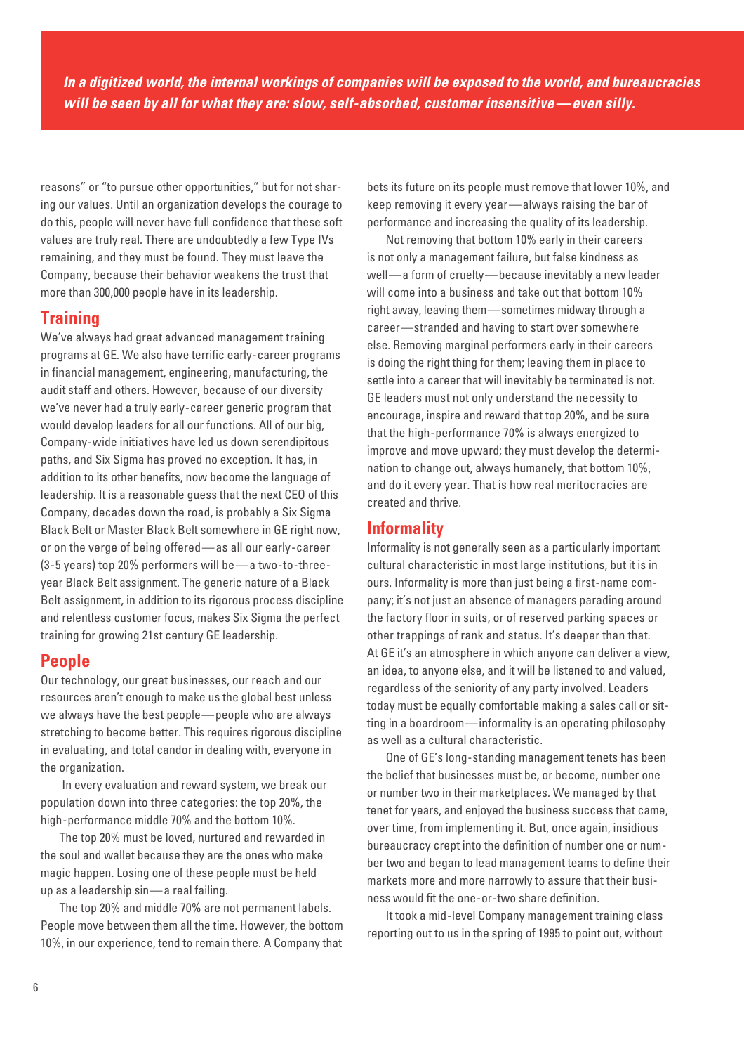***In a digitized world, the internal workings of companies will be exposed to the world, and bureaucracies will be seen by all for what they are: slow, self-absorbed, customer insensitive—even silly.***

reasons" or "to pursue other opportunities," but for not sharing our values. Until an organization develops the courage to do this, people will never have full confidence that these soft values are truly real. There are undoubtedly a few Type IVs remaining, and they must be found. They must leave the Company, because their behavior weakens the trust that more than 300,000 people have in its leadership.

## Training

We've always had great advanced management training programs at GE. We also have terrific early-career programs in financial management, engineering, manufacturing, the audit staff and others. However, because of our diversity we've never had a truly early-career generic program that would develop leaders for all our functions. All of our big, Company-wide initiatives have led us down serendipitous paths, and Six Sigma has proved no exception. It has, in addition to its other benefits, now become the language of leadership. It is a reasonable guess that the next CEO of this Company, decades down the road, is probably a Six Sigma Black Belt or Master Black Belt somewhere in GE right now, or on the verge of being offered—as all our early-career (3-5 years) top 20% performers will be—a two-to-three-year Black Belt assignment. The generic nature of a Black Belt assignment, in addition to its rigorous process discipline and relentless customer focus, makes Six Sigma the perfect training for growing 21st century GE leadership.

## People

Our technology, our great businesses, our reach and our resources aren't enough to make us the global best unless we always have the best people—people who are always stretching to become better. This requires rigorous discipline in evaluating, and total candor in dealing with, everyone in the organization.

In every evaluation and reward system, we break our population down into three categories: the top 20%, the high-performance middle 70% and the bottom 10%.

The top 20% must be loved, nurtured and rewarded in the soul and wallet because they are the ones who make magic happen. Losing one of these people must be held up as a leadership sin—a real failing.

The top 20% and middle 70% are not permanent labels. People move between them all the time. However, the bottom 10%, in our experience, tend to remain there. A Company that bets its future on its people must remove that lower 10%, and keep removing it every year—always raising the bar of performance and increasing the quality of its leadership.

Not removing that bottom 10% early in their careers is not only a management failure, but false kindness as well—a form of cruelty—because inevitably a new leader will come into a business and take out that bottom 10% right away, leaving them—sometimes midway through a career—stranded and having to start over somewhere else. Removing marginal performers early in their careers is doing the right thing for them; leaving them in place to settle into a career that will inevitably be terminated is not. GE leaders must not only understand the necessity to encourage, inspire and reward that top 20%, and be sure that the high-performance 70% is always energized to improve and move upward; they must develop the determination to change out, always humanely, that bottom 10%, and do it every year. That is how real meritocracies are created and thrive.

## Informality

Informality is not generally seen as a particularly important cultural characteristic in most large institutions, but it is in ours. Informality is more than just being a first-name company; it's not just an absence of managers parading around the factory floor in suits, or of reserved parking spaces or other trappings of rank and status. It's deeper than that. At GE it's an atmosphere in which anyone can deliver a view, an idea, to anyone else, and it will be listened to and valued, regardless of the seniority of any party involved. Leaders today must be equally comfortable making a sales call or sitting in a boardroom—informality is an operating philosophy as well as a cultural characteristic.

One of GE's long-standing management tenets has been the belief that businesses must be, or become, number one or number two in their marketplaces. We managed by that tenet for years, and enjoyed the business success that came, over time, from implementing it. But, once again, insidious bureaucracy crept into the definition of number one or number two and began to lead management teams to define their markets more and more narrowly to assure that their business would fit the one-or-two share definition.

It took a mid-level Company management training class reporting out to us in the spring of 1995 to point out, without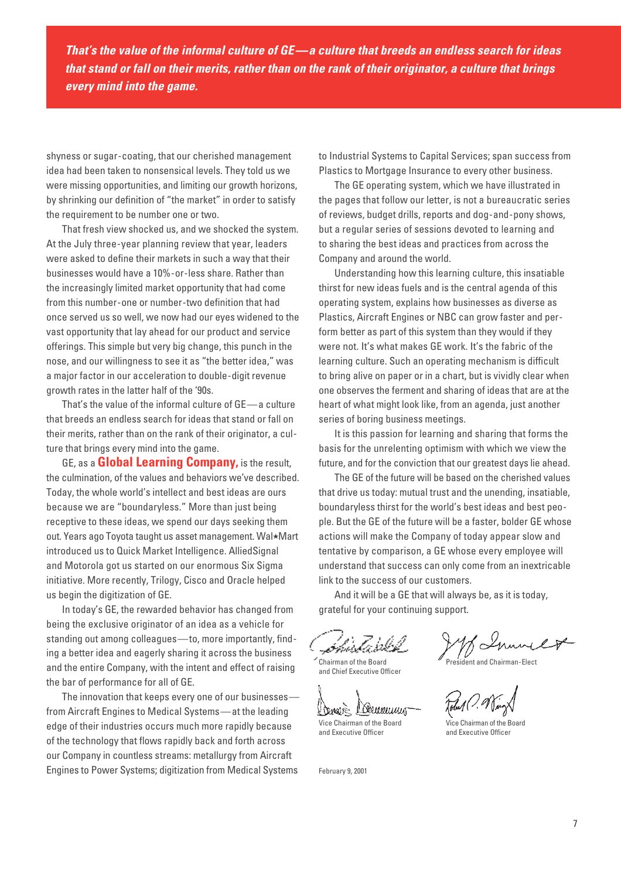***That's the value of the informal culture of GE—a culture that breeds an endless search for ideas that stand or fall on their merits, rather than on the rank of their originator, a culture that brings every mind into the game.***

shyness or sugar-coating, that our cherished management idea had been taken to nonsensical levels. They told us we were missing opportunities, and limiting our growth horizons, by shrinking our definition of "the market" in order to satisfy the requirement to be number one or two.

That fresh view shocked us, and we shocked the system. At the July three-year planning review that year, leaders were asked to define their markets in such a way that their businesses would have a 10%-or-less share. Rather than the increasingly limited market opportunity that had come from this number-one or number-two definition that had once served us so well, we now had our eyes widened to the vast opportunity that lay ahead for our product and service offerings. This simple but very big change, this punch in the nose, and our willingness to see it as "the better idea," was a major factor in our acceleration to double-digit revenue growth rates in the latter half of the '90s.

That's the value of the informal culture of GE—a culture that breeds an endless search for ideas that stand or fall on their merits, rather than on the rank of their originator, a culture that brings every mind into the game.

GE, as a **Global Learning Company,** is the result, the culmination, of the values and behaviors we've described. Today, the whole world's intellect and best ideas are ours because we are "boundaryless." More than just being receptive to these ideas, we spend our days seeking them out. Years ago Toyota taught us asset management. Wal★Mart introduced us to Quick Market Intelligence. AlliedSignal and Motorola got us started on our enormous Six Sigma initiative. More recently, Trilogy, Cisco and Oracle helped us begin the digitization of GE.

In today's GE, the rewarded behavior has changed from being the exclusive originator of an idea as a vehicle for standing out among colleagues—to, more importantly, finding a better idea and eagerly sharing it across the business and the entire Company, with the intent and effect of raising the bar of performance for all of GE.

The innovation that keeps every one of our businesses—from Aircraft Engines to Medical Systems—at the leading edge of their industries occurs much more rapidly because of the technology that flows rapidly back and forth across our Company in countless streams: metallurgy from Aircraft Engines to Power Systems; digitization from Medical Systems to Industrial Systems to Capital Services; span success from Plastics to Mortgage Insurance to every other business.

The GE operating system, which we have illustrated in the pages that follow our letter, is not a bureaucratic series of reviews, budget drills, reports and dog-and-pony shows, but a regular series of sessions devoted to learning and to sharing the best ideas and practices from across the Company and around the world.

Understanding how this learning culture, this insatiable thirst for new ideas fuels and is the central agenda of this operating system, explains how businesses as diverse as Plastics, Aircraft Engines or NBC can grow faster and perform better as part of this system than they would if they were not. It's what makes GE work. It's the fabric of the learning culture. Such an operating mechanism is difficult to bring alive on paper or in a chart, but is vividly clear when one observes the ferment and sharing of ideas that are at the heart of what might look like, from an agenda, just another series of boring business meetings.

It is this passion for learning and sharing that forms the basis for the unrelenting optimism with which we view the future, and for the conviction that our greatest days lie ahead.

The GE of the future will be based on the cherished values that drive us today: mutual trust and the unending, insatiable, boundaryless thirst for the world's best ideas and best people. But the GE of the future will be a faster, bolder GE whose actions will make the Company of today appear slow and tentative by comparison, a GE whose every employee will understand that success can only come from an inextricable link to the success of our customers.

And it will be a GE that will always be, as it is today, grateful for your continuing support.

Chairman of the Board and Chief Executive Officer

President and Chairman-Elect

Vice Chairman of the Board and Executive Officer

Vice Chairman of the Board and Executive Officer

February 9, 2001